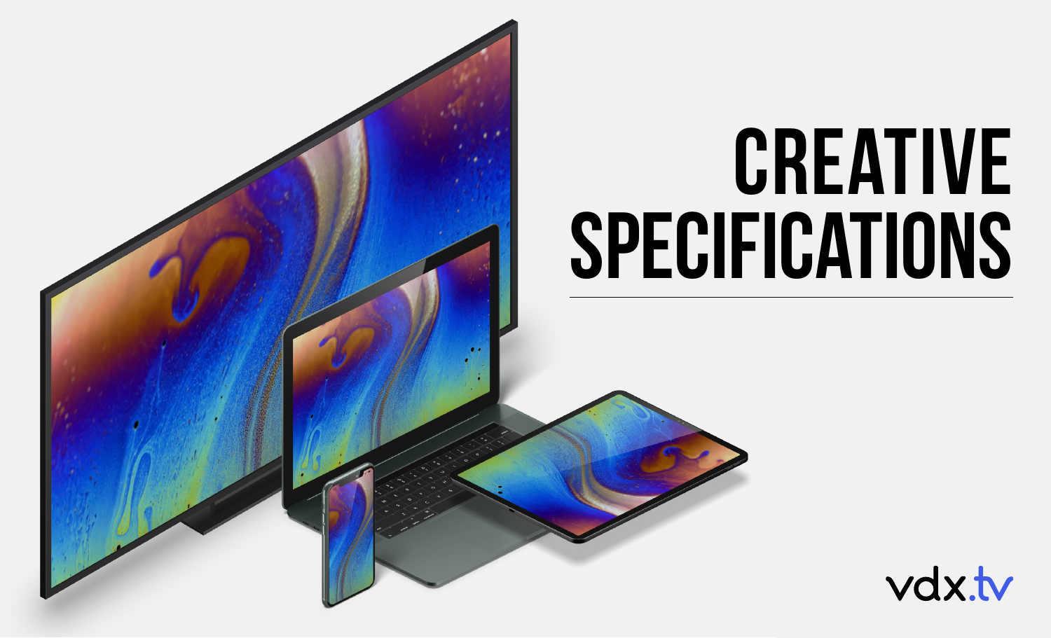# CREATIVE SPECIFICATIONS

vdx.tv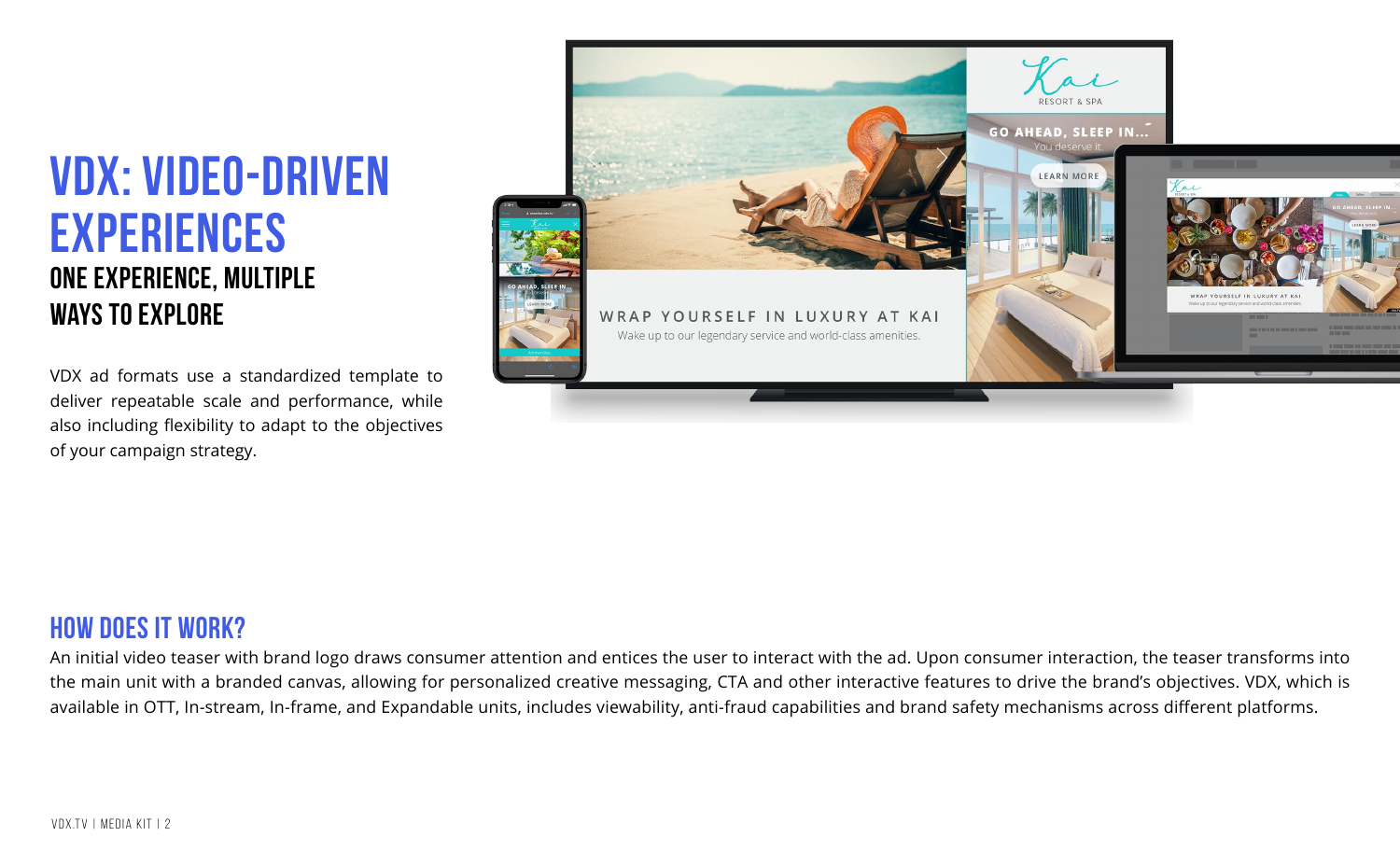# VDX: VIDEO-DRIVEN EXPERIENCES

## ONE EXPERIENCE, MULTIPLE WAYS TO EXPLORE

VDX ad formats use a standardized template to deliver repeatable scale and performance, while also including flexibility to adapt to the objectives of your campaign strategy.

## HOW DOES IT WORK?

An initial video teaser with brand logo draws consumer attention and entices the user to interact with the ad. Upon consumer interaction, the teaser transforms into the main unit with a branded canvas, allowing for personalized creative messaging, CTA and other interactive features to drive the brand's objectives. VDX, which is available in OTT, In-stream, In-frame, and Expandable units, includes viewability, anti-fraud capabilities and brand safety mechanisms across different platforms.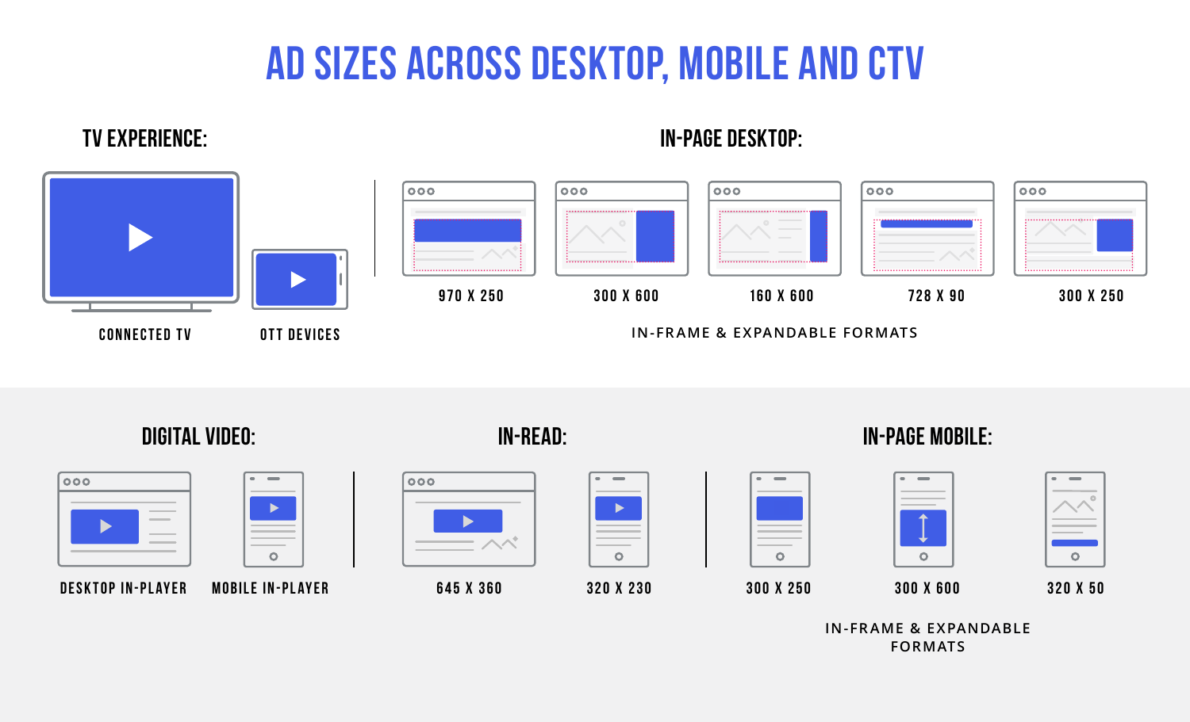# AD SIZES ACROSS DESKTOP, MOBILE AND CTV

## TV EXPERIENCE:

CONNECTED TV

OTT DEVICES

## IN-PAGE DESKTOP:

970 X 250

300 X 600

160 X 600

728 X 90

300 X 250

IN-FRAME & EXPANDABLE FORMATS

## DIGITAL VIDEO:

DESKTOP IN-PLAYER

MOBILE IN-PLAYER

## IN-READ:

645 X 360

320 X 230

## IN-PAGE MOBILE:

300 X 250

300 X 600

320 X 50

IN-FRAME & EXPANDABLE FORMATS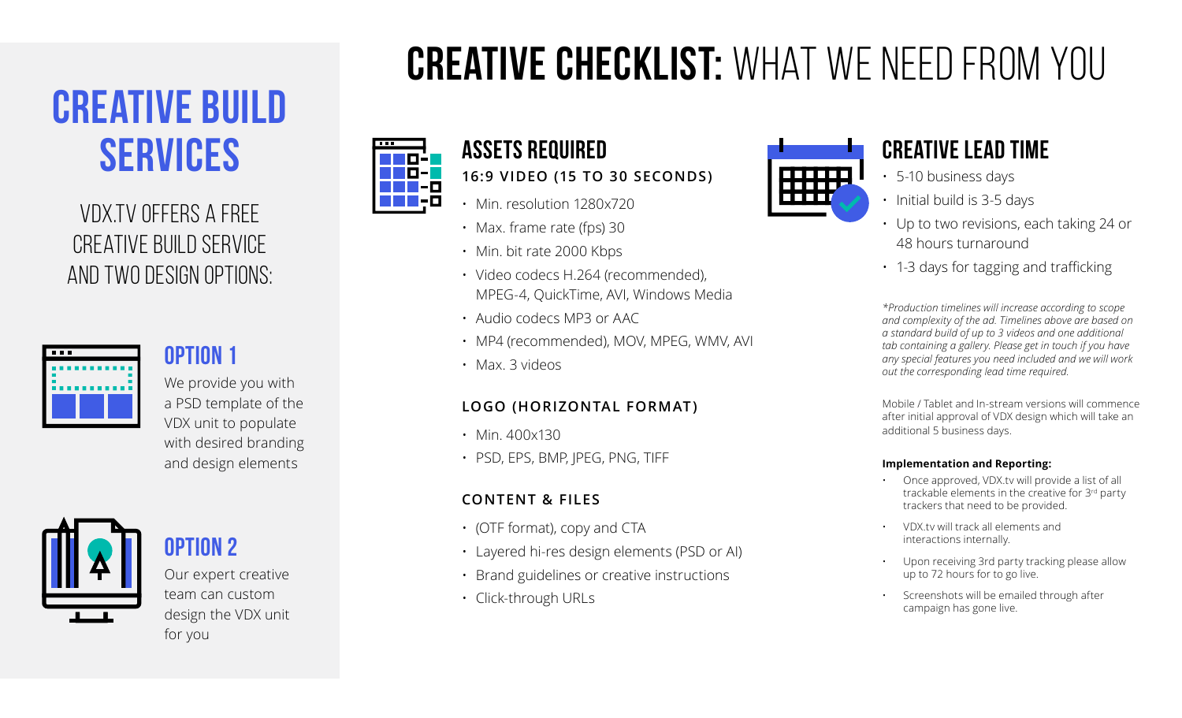# CREATIVE BUILD SERVICES

VDX.TV OFFERS A FREE CREATIVE BUILD SERVICE AND TWO DESIGN OPTIONS:

### OPTION 1

We provide you with a PSD template of the VDX unit to populate with desired branding and design elements

### OPTION 2

Our expert creative team can custom design the VDX unit for you

# CREATIVE CHECKLIST: WHAT WE NEED FROM YOU

## ASSETS REQUIRED

### 16:9 VIDEO (15 TO 30 SECONDS)

- Min. resolution 1280x720
- Max. frame rate (fps) 30
- Min. bit rate 2000 Kbps
- Video codecs H.264 (recommended), MPEG-4, QuickTime, AVI, Windows Media
- Audio codecs MP3 or AAC
- MP4 (recommended), MOV, MPEG, WMV, AVI
- Max. 3 videos

### LOGO (HORIZONTAL FORMAT)

- Min. 400x130
- PSD, EPS, BMP, JPEG, PNG, TIFF

### CONTENT & FILES

- (OTF format), copy and CTA
- Layered hi-res design elements (PSD or AI)
- Brand guidelines or creative instructions
- Click-through URLs

## CREATIVE LEAD TIME

- 5-10 business days
- Initial build is 3-5 days
- Up to two revisions, each taking 24 or 48 hours turnaround
- 1-3 days for tagging and trafficking

*\*Production timelines will increase according to scope and complexity of the ad. Timelines above are based on a standard build of up to 3 videos and one additional tab containing a gallery. Please get in touch if you have any special features you need included and we will work out the corresponding lead time required.*

Mobile / Tablet and In-stream versions will commence after initial approval of VDX design which will take an additional 5 business days.

**Implementation and Reporting:**

- Once approved, VDX.tv will provide a list of all trackable elements in the creative for 3rd party trackers that need to be provided.
- VDX.tv will track all elements and interactions internally.
- Upon receiving 3rd party tracking please allow up to 72 hours for to go live.
- Screenshots will be emailed through after campaign has gone live.